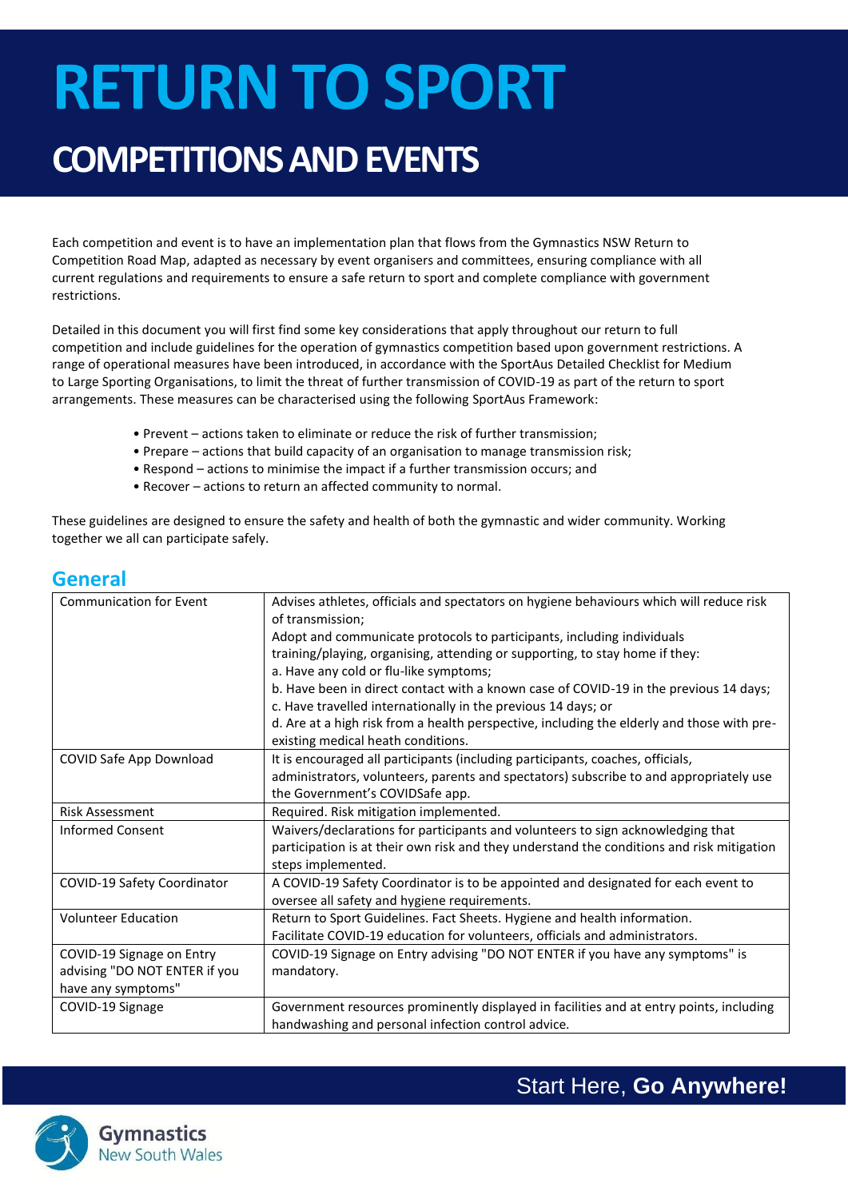# RETURN TO SPORT

## COMPETITIONS AND EVENTS

Each competition and event is to have an implementation plan that flows from the Gymnastics NSW Return to Competition Road Map, adapted as necessary by event organisers and committees, ensuring compliance with all current regulations and requirements to ensure a safe return to sport and complete compliance with government restrictions.

Detailed in this document you will first find some key considerations that apply throughout our return to full competition and include guidelines for the operation of gymnastics competition based upon government restrictions. A range of operational measures have been introduced, in accordance with the SportAus Detailed Checklist for Medium to Large Sporting Organisations, to limit the threat of further transmission of COVID-19 as part of the return to sport arrangements. These measures can be characterised using the following SportAus Framework:

- Prevent – actions taken to eliminate or reduce the risk of further transmission;
- Prepare – actions that build capacity of an organisation to manage transmission risk;
- Respond – actions to minimise the impact if a further transmission occurs; and
- Recover – actions to return an affected community to normal.

These guidelines are designed to ensure the safety and health of both the gymnastic and wider community. Working together we all can participate safely.

## General

| | |
|---|---|
| Communication for Event | Advises athletes, officials and spectators on hygiene behaviours which will reduce risk of transmission;<br>Adopt and communicate protocols to participants, including individuals training/playing, organising, attending or supporting, to stay home if they:<br>a. Have any cold or flu-like symptoms;<br>b. Have been in direct contact with a known case of COVID-19 in the previous 14 days;<br>c. Have travelled internationally in the previous 14 days; or<br>d. Are at a high risk from a health perspective, including the elderly and those with pre-existing medical heath conditions. |
| COVID Safe App Download | It is encouraged all participants (including participants, coaches, officials, administrators, volunteers, parents and spectators) subscribe to and appropriately use the Government's COVIDSafe app. |
| Risk Assessment | Required. Risk mitigation implemented. |
| Informed Consent | Waivers/declarations for participants and volunteers to sign acknowledging that participation is at their own risk and they understand the conditions and risk mitigation steps implemented. |
| COVID-19 Safety Coordinator | A COVID-19 Safety Coordinator is to be appointed and designated for each event to oversee all safety and hygiene requirements. |
| Volunteer Education | Return to Sport Guidelines. Fact Sheets. Hygiene and health information.<br>Facilitate COVID-19 education for volunteers, officials and administrators. |
| COVID-19 Signage on Entry advising "DO NOT ENTER if you have any symptoms" | COVID-19 Signage on Entry advising "DO NOT ENTER if you have any symptoms" is mandatory. |
| COVID-19 Signage | Government resources prominently displayed in facilities and at entry points, including handwashing and personal infection control advice. |

Start Here, **Go Anywhere!**

Gymnastics New South Wales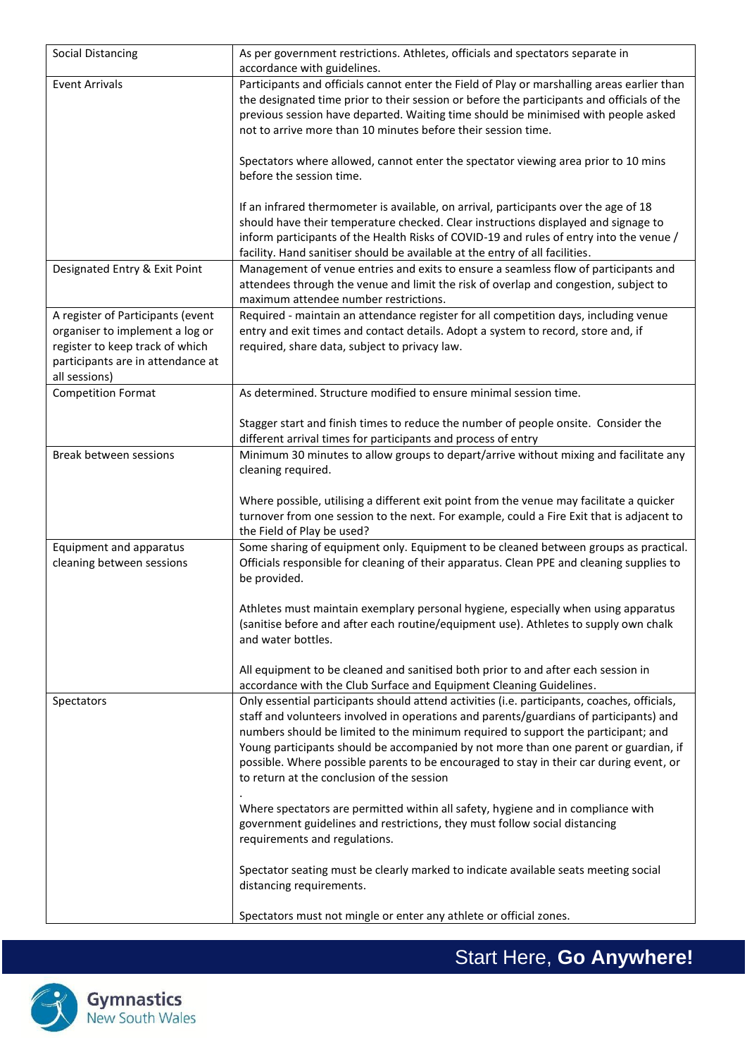| | |
|---|---|
| Social Distancing | As per government restrictions. Athletes, officials and spectators separate in accordance with guidelines. |
| Event Arrivals | Participants and officials cannot enter the Field of Play or marshalling areas earlier than the designated time prior to their session or before the participants and officials of the previous session have departed. Waiting time should be minimised with people asked not to arrive more than 10 minutes before their session time.<br><br>Spectators where allowed, cannot enter the spectator viewing area prior to 10 mins before the session time.<br><br>If an infrared thermometer is available, on arrival, participants over the age of 18 should have their temperature checked. Clear instructions displayed and signage to inform participants of the Health Risks of COVID-19 and rules of entry into the venue / facility. Hand sanitiser should be available at the entry of all facilities. |
| Designated Entry & Exit Point | Management of venue entries and exits to ensure a seamless flow of participants and attendees through the venue and limit the risk of overlap and congestion, subject to maximum attendee number restrictions. |
| A register of Participants (event organiser to implement a log or register to keep track of which participants are in attendance at all sessions) | Required - maintain an attendance register for all competition days, including venue entry and exit times and contact details. Adopt a system to record, store and, if required, share data, subject to privacy law. |
| Competition Format | As determined. Structure modified to ensure minimal session time.<br><br>Stagger start and finish times to reduce the number of people onsite. Consider the different arrival times for participants and process of entry |
| Break between sessions | Minimum 30 minutes to allow groups to depart/arrive without mixing and facilitate any cleaning required.<br><br>Where possible, utilising a different exit point from the venue may facilitate a quicker turnover from one session to the next. For example, could a Fire Exit that is adjacent to the Field of Play be used? |
| Equipment and apparatus cleaning between sessions | Some sharing of equipment only. Equipment to be cleaned between groups as practical. Officials responsible for cleaning of their apparatus. Clean PPE and cleaning supplies to be provided.<br><br>Athletes must maintain exemplary personal hygiene, especially when using apparatus (sanitise before and after each routine/equipment use). Athletes to supply own chalk and water bottles.<br><br>All equipment to be cleaned and sanitised both prior to and after each session in accordance with the Club Surface and Equipment Cleaning Guidelines. |
| Spectators | Only essential participants should attend activities (i.e. participants, coaches, officials, staff and volunteers involved in operations and parents/guardians of participants) and numbers should be limited to the minimum required to support the participant; and Young participants should be accompanied by not more than one parent or guardian, if possible. Where possible parents to be encouraged to stay in their car during event, or to return at the conclusion of the session<br>.<br>Where spectators are permitted within all safety, hygiene and in compliance with government guidelines and restrictions, they must follow social distancing requirements and regulations.<br><br>Spectator seating must be clearly marked to indicate available seats meeting social distancing requirements.<br><br>Spectators must not mingle or enter any athlete or official zones. |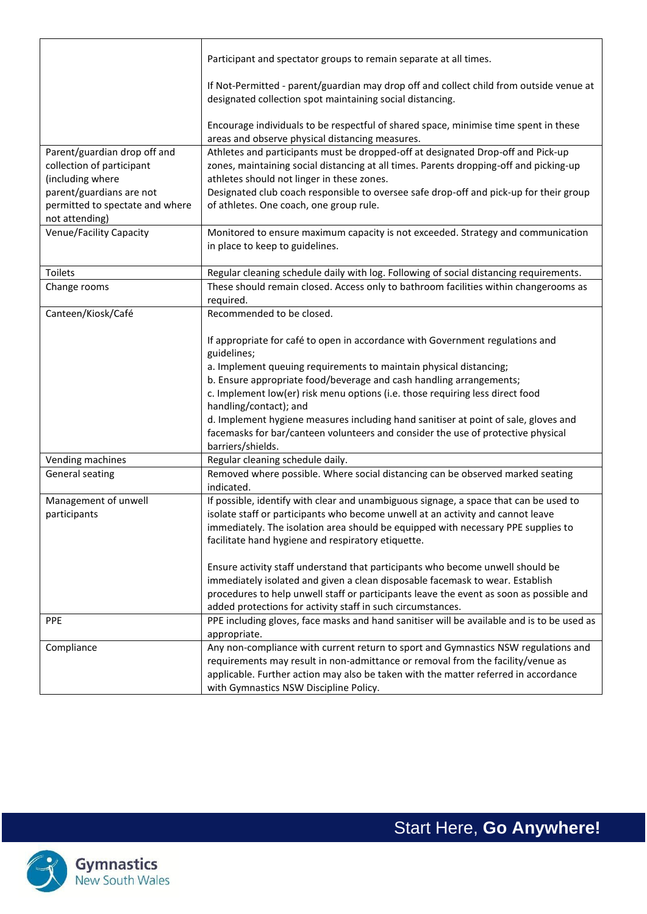| | |
|---|---|
| | Participant and spectator groups to remain separate at all times.<br><br>If Not-Permitted - parent/guardian may drop off and collect child from outside venue at designated collection spot maintaining social distancing.<br><br>Encourage individuals to be respectful of shared space, minimise time spent in these areas and observe physical distancing measures. |
| Parent/guardian drop off and collection of participant (including where parent/guardians are not permitted to spectate and where not attending) | Athletes and participants must be dropped-off at designated Drop-off and Pick-up zones, maintaining social distancing at all times. Parents dropping-off and picking-up athletes should not linger in these zones.<br>Designated club coach responsible to oversee safe drop-off and pick-up for their group of athletes. One coach, one group rule. |
| Venue/Facility Capacity | Monitored to ensure maximum capacity is not exceeded. Strategy and communication in place to keep to guidelines. |
| Toilets | Regular cleaning schedule daily with log. Following of social distancing requirements. |
| Change rooms | These should remain closed. Access only to bathroom facilities within changerooms as required. |
| Canteen/Kiosk/Café | Recommended to be closed.<br><br>If appropriate for café to open in accordance with Government regulations and guidelines;<br>a. Implement queuing requirements to maintain physical distancing;<br>b. Ensure appropriate food/beverage and cash handling arrangements;<br>c. Implement low(er) risk menu options (i.e. those requiring less direct food handling/contact); and<br>d. Implement hygiene measures including hand sanitiser at point of sale, gloves and facemasks for bar/canteen volunteers and consider the use of protective physical barriers/shields. |
| Vending machines | Regular cleaning schedule daily. |
| General seating | Removed where possible. Where social distancing can be observed marked seating indicated. |
| Management of unwell participants | If possible, identify with clear and unambiguous signage, a space that can be used to isolate staff or participants who become unwell at an activity and cannot leave immediately. The isolation area should be equipped with necessary PPE supplies to facilitate hand hygiene and respiratory etiquette.<br><br>Ensure activity staff understand that participants who become unwell should be immediately isolated and given a clean disposable facemask to wear. Establish procedures to help unwell staff or participants leave the event as soon as possible and added protections for activity staff in such circumstances. |
| PPE | PPE including gloves, face masks and hand sanitiser will be available and is to be used as appropriate. |
| Compliance | Any non-compliance with current return to sport and Gymnastics NSW regulations and requirements may result in non-admittance or removal from the facility/venue as applicable. Further action may also be taken with the matter referred in accordance with Gymnastics NSW Discipline Policy. |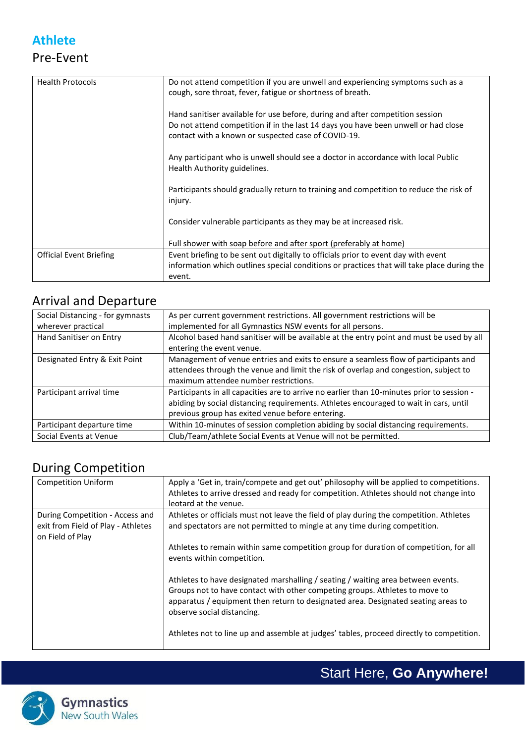## Athlete

### Pre-Event

| | |
|---|---|
| Health Protocols | Do not attend competition if you are unwell and experiencing symptoms such as a cough, sore throat, fever, fatigue or shortness of breath.<br><br>Hand sanitiser available for use before, during and after competition session<br>Do not attend competition if in the last 14 days you have been unwell or had close contact with a known or suspected case of COVID-19.<br><br>Any participant who is unwell should see a doctor in accordance with local Public Health Authority guidelines.<br><br>Participants should gradually return to training and competition to reduce the risk of injury.<br><br>Consider vulnerable participants as they may be at increased risk.<br><br>Full shower with soap before and after sport (preferably at home) |
| Official Event Briefing | Event briefing to be sent out digitally to officials prior to event day with event information which outlines special conditions or practices that will take place during the event. |

### Arrival and Departure

| | |
|---|---|
| Social Distancing - for gymnasts wherever practical | As per current government restrictions. All government restrictions will be implemented for all Gymnastics NSW events for all persons. |
| Hand Sanitiser on Entry | Alcohol based hand sanitiser will be available at the entry point and must be used by all entering the event venue. |
| Designated Entry & Exit Point | Management of venue entries and exits to ensure a seamless flow of participants and attendees through the venue and limit the risk of overlap and congestion, subject to maximum attendee number restrictions. |
| Participant arrival time | Participants in all capacities are to arrive no earlier than 10-minutes prior to session - abiding by social distancing requirements. Athletes encouraged to wait in cars, until previous group has exited venue before entering. |
| Participant departure time | Within 10-minutes of session completion abiding by social distancing requirements. |
| Social Events at Venue | Club/Team/athlete Social Events at Venue will not be permitted. |

### During Competition

| | |
|---|---|
| Competition Uniform | Apply a 'Get in, train/compete and get out' philosophy will be applied to competitions. Athletes to arrive dressed and ready for competition. Athletes should not change into leotard at the venue. |
| During Competition - Access and exit from Field of Play - Athletes on Field of Play | Athletes or officials must not leave the field of play during the competition. Athletes and spectators are not permitted to mingle at any time during competition.<br><br>Athletes to remain within same competition group for duration of competition, for all events within competition.<br><br>Athletes to have designated marshalling / seating / waiting area between events. Groups not to have contact with other competing groups. Athletes to move to apparatus / equipment then return to designated area. Designated seating areas to observe social distancing.<br><br>Athletes not to line up and assemble at judges' tables, proceed directly to competition. |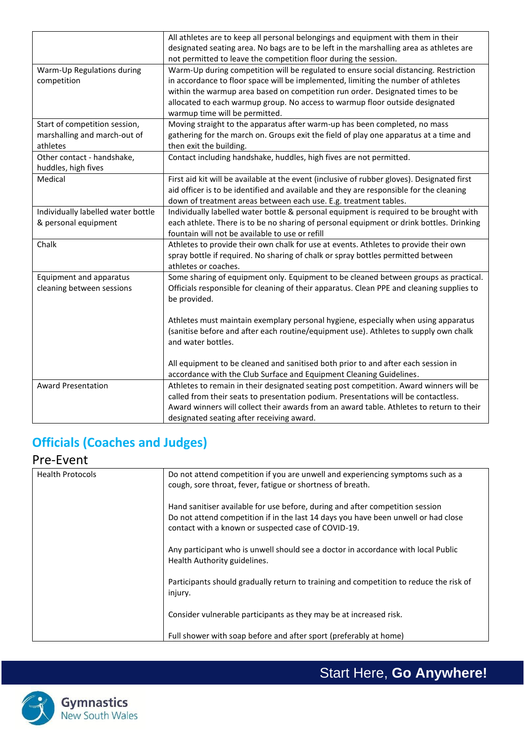| | |
|---|---|
| | All athletes are to keep all personal belongings and equipment with them in their designated seating area. No bags are to be left in the marshalling area as athletes are not permitted to leave the competition floor during the session. |
| Warm-Up Regulations during competition | Warm-Up during competition will be regulated to ensure social distancing. Restriction in accordance to floor space will be implemented, limiting the number of athletes within the warmup area based on competition run order. Designated times to be allocated to each warmup group. No access to warmup floor outside designated warmup time will be permitted. |
| Start of competition session, marshalling and march-out of athletes | Moving straight to the apparatus after warm-up has been completed, no mass gathering for the march on. Groups exit the field of play one apparatus at a time and then exit the building. |
| Other contact - handshake, huddles, high fives | Contact including handshake, huddles, high fives are not permitted. |
| Medical | First aid kit will be available at the event (inclusive of rubber gloves). Designated first aid officer is to be identified and available and they are responsible for the cleaning down of treatment areas between each use. E.g. treatment tables. |
| Individually labelled water bottle & personal equipment | Individually labelled water bottle & personal equipment is required to be brought with each athlete. There is to be no sharing of personal equipment or drink bottles. Drinking fountain will not be available to use or refill |
| Chalk | Athletes to provide their own chalk for use at events. Athletes to provide their own spray bottle if required. No sharing of chalk or spray bottles permitted between athletes or coaches. |
| Equipment and apparatus cleaning between sessions | Some sharing of equipment only. Equipment to be cleaned between groups as practical. Officials responsible for cleaning of their apparatus. Clean PPE and cleaning supplies to be provided.<br><br>Athletes must maintain exemplary personal hygiene, especially when using apparatus (sanitise before and after each routine/equipment use). Athletes to supply own chalk and water bottles.<br><br>All equipment to be cleaned and sanitised both prior to and after each session in accordance with the Club Surface and Equipment Cleaning Guidelines. |
| Award Presentation | Athletes to remain in their designated seating post competition. Award winners will be called from their seats to presentation podium. Presentations will be contactless. Award winners will collect their awards from an award table. Athletes to return to their designated seating after receiving award. |

## Officials (Coaches and Judges)

### Pre-Event

| | |
|---|---|
| Health Protocols | Do not attend competition if you are unwell and experiencing symptoms such as a cough, sore throat, fever, fatigue or shortness of breath.<br><br>Hand sanitiser available for use before, during and after competition session<br>Do not attend competition if in the last 14 days you have been unwell or had close contact with a known or suspected case of COVID-19.<br><br>Any participant who is unwell should see a doctor in accordance with local Public Health Authority guidelines.<br><br>Participants should gradually return to training and competition to reduce the risk of injury.<br><br>Consider vulnerable participants as they may be at increased risk.<br><br>Full shower with soap before and after sport (preferably at home) |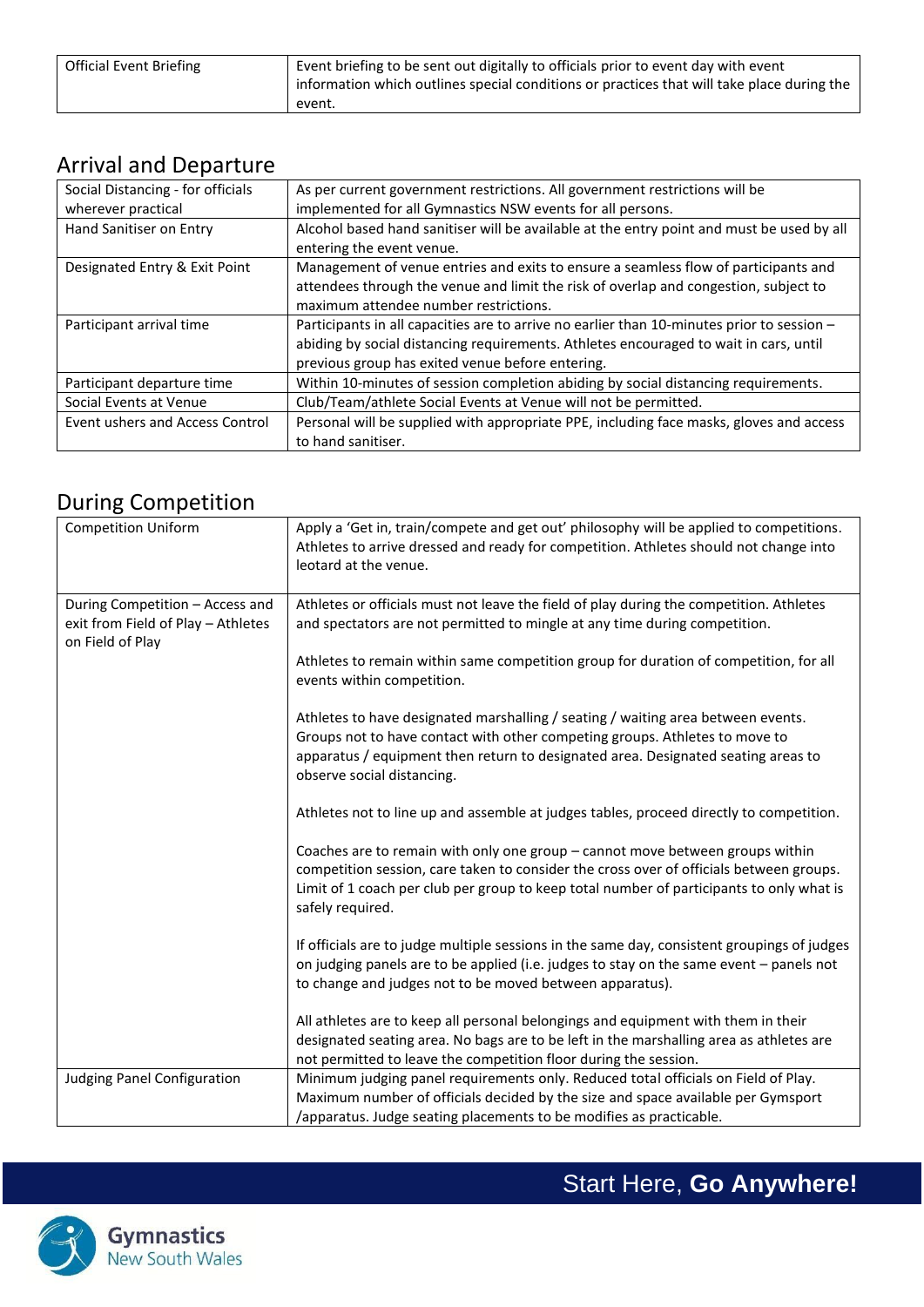| Official Event Briefing | Event briefing to be sent out digitally to officials prior to event day with event information which outlines special conditions or practices that will take place during the event. |
|---|---|

## Arrival and Departure

| Social Distancing - for officials wherever practical | As per current government restrictions. All government restrictions will be implemented for all Gymnastics NSW events for all persons. |
|---|---|
| Hand Sanitiser on Entry | Alcohol based hand sanitiser will be available at the entry point and must be used by all entering the event venue. |
| Designated Entry & Exit Point | Management of venue entries and exits to ensure a seamless flow of participants and attendees through the venue and limit the risk of overlap and congestion, subject to maximum attendee number restrictions. |
| Participant arrival time | Participants in all capacities are to arrive no earlier than 10-minutes prior to session – abiding by social distancing requirements. Athletes encouraged to wait in cars, until previous group has exited venue before entering. |
| Participant departure time | Within 10-minutes of session completion abiding by social distancing requirements. |
| Social Events at Venue | Club/Team/athlete Social Events at Venue will not be permitted. |
| Event ushers and Access Control | Personal will be supplied with appropriate PPE, including face masks, gloves and access to hand sanitiser. |

## During Competition

| Competition Uniform | Apply a 'Get in, train/compete and get out' philosophy will be applied to competitions. Athletes to arrive dressed and ready for competition. Athletes should not change into leotard at the venue. |
|---|---|
| During Competition – Access and exit from Field of Play – Athletes on Field of Play | Athletes or officials must not leave the field of play during the competition. Athletes and spectators are not permitted to mingle at any time during competition.<br><br>Athletes to remain within same competition group for duration of competition, for all events within competition.<br><br>Athletes to have designated marshalling / seating / waiting area between events. Groups not to have contact with other competing groups. Athletes to move to apparatus / equipment then return to designated area. Designated seating areas to observe social distancing.<br><br>Athletes not to line up and assemble at judges tables, proceed directly to competition.<br><br>Coaches are to remain with only one group – cannot move between groups within competition session, care taken to consider the cross over of officials between groups. Limit of 1 coach per club per group to keep total number of participants to only what is safely required.<br><br>If officials are to judge multiple sessions in the same day, consistent groupings of judges on judging panels are to be applied (i.e. judges to stay on the same event – panels not to change and judges not to be moved between apparatus).<br><br>All athletes are to keep all personal belongings and equipment with them in their designated seating area. No bags are to be left in the marshalling area as athletes are not permitted to leave the competition floor during the session. |
| Judging Panel Configuration | Minimum judging panel requirements only. Reduced total officials on Field of Play. Maximum number of officials decided by the size and space available per Gymsport /apparatus. Judge seating placements to be modifies as practicable. |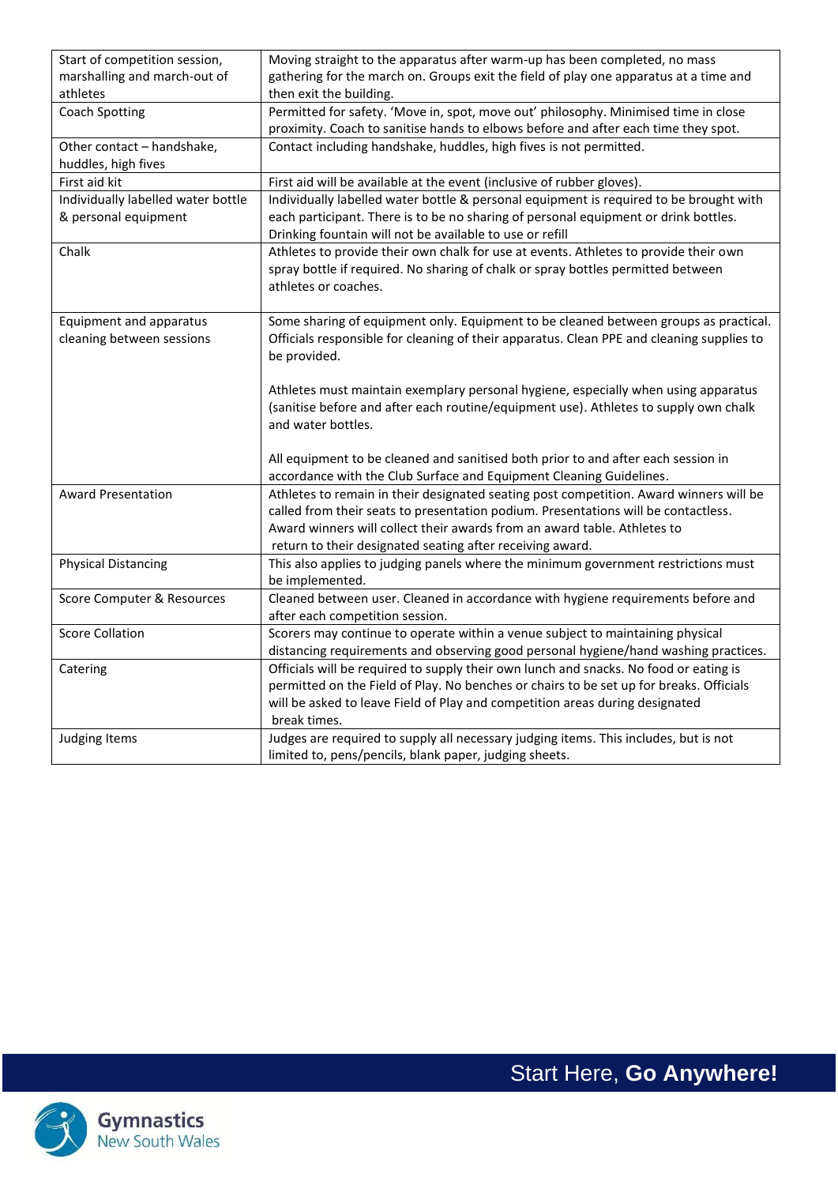| | |
|---|---|
| Start of competition session, marshalling and march-out of athletes | Moving straight to the apparatus after warm-up has been completed, no mass gathering for the march on. Groups exit the field of play one apparatus at a time and then exit the building. |
| Coach Spotting | Permitted for safety. 'Move in, spot, move out' philosophy. Minimised time in close proximity. Coach to sanitise hands to elbows before and after each time they spot. |
| Other contact – handshake, huddles, high fives | Contact including handshake, huddles, high fives is not permitted. |
| First aid kit | First aid will be available at the event (inclusive of rubber gloves). |
| Individually labelled water bottle & personal equipment | Individually labelled water bottle & personal equipment is required to be brought with each participant. There is to be no sharing of personal equipment or drink bottles. Drinking fountain will not be available to use or refill |
| Chalk | Athletes to provide their own chalk for use at events. Athletes to provide their own spray bottle if required. No sharing of chalk or spray bottles permitted between athletes or coaches. |
| Equipment and apparatus cleaning between sessions | Some sharing of equipment only. Equipment to be cleaned between groups as practical. Officials responsible for cleaning of their apparatus. Clean PPE and cleaning supplies to be provided.<br><br>Athletes must maintain exemplary personal hygiene, especially when using apparatus (sanitise before and after each routine/equipment use). Athletes to supply own chalk and water bottles.<br><br>All equipment to be cleaned and sanitised both prior to and after each session in accordance with the Club Surface and Equipment Cleaning Guidelines. |
| Award Presentation | Athletes to remain in their designated seating post competition. Award winners will be called from their seats to presentation podium. Presentations will be contactless. Award winners will collect their awards from an award table. Athletes to return to their designated seating after receiving award. |
| Physical Distancing | This also applies to judging panels where the minimum government restrictions must be implemented. |
| Score Computer & Resources | Cleaned between user. Cleaned in accordance with hygiene requirements before and after each competition session. |
| Score Collation | Scorers may continue to operate within a venue subject to maintaining physical distancing requirements and observing good personal hygiene/hand washing practices. |
| Catering | Officials will be required to supply their own lunch and snacks. No food or eating is permitted on the Field of Play. No benches or chairs to be set up for breaks. Officials will be asked to leave Field of Play and competition areas during designated break times. |
| Judging Items | Judges are required to supply all necessary judging items. This includes, but is not limited to, pens/pencils, blank paper, judging sheets. |